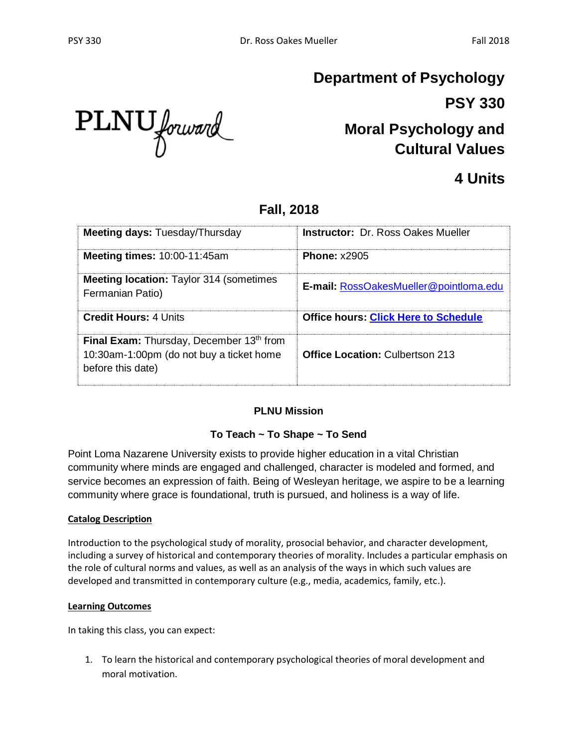# Department of Psychology

## PSY 330

## Moral Psychology and Cultural Values

## 4 Units

### Fall, 2018

| **Meeting days:** Tuesday/Thursday | **Instructor:** Dr. Ross Oakes Mueller |
|---|---|
| **Meeting times:** 10:00-11:45am | **Phone:** x2905 |
| **Meeting location:** Taylor 314 (sometimes Fermanian Patio) | **E-mail:** RossOakesMueller@pointloma.edu |
| **Credit Hours:** 4 Units | **Office hours:** **Click Here to Schedule** |
| **Final Exam:** Thursday, December 13th from 10:30am-1:00pm (do not buy a ticket home before this date) | **Office Location:** Culbertson 213 |

**PLNU Mission**

**To Teach ~ To Shape ~ To Send**

Point Loma Nazarene University exists to provide higher education in a vital Christian community where minds are engaged and challenged, character is modeled and formed, and service becomes an expression of faith. Being of Wesleyan heritage, we aspire to be a learning community where grace is foundational, truth is pursued, and holiness is a way of life.

**Catalog Description**

Introduction to the psychological study of morality, prosocial behavior, and character development, including a survey of historical and contemporary theories of morality. Includes a particular emphasis on the role of cultural norms and values, as well as an analysis of the ways in which such values are developed and transmitted in contemporary culture (e.g., media, academics, family, etc.).

**Learning Outcomes**

In taking this class, you can expect:

1. To learn the historical and contemporary psychological theories of moral development and moral motivation.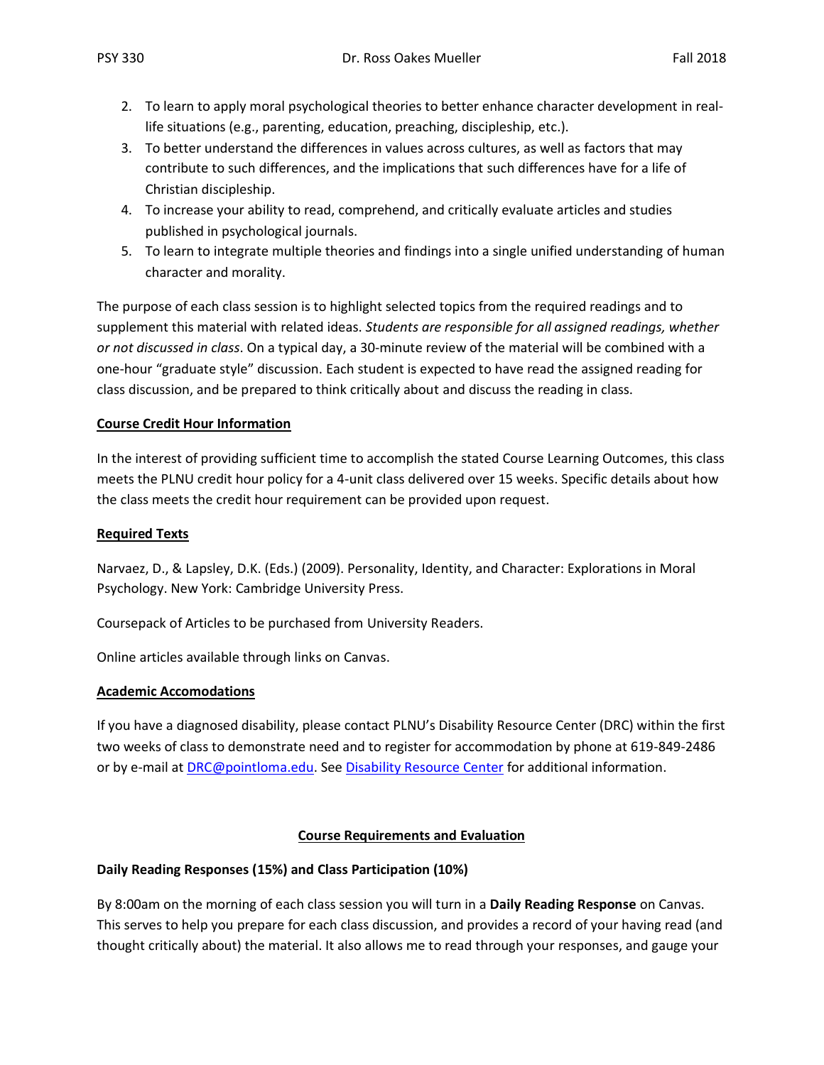2. To learn to apply moral psychological theories to better enhance character development in real-life situations (e.g., parenting, education, preaching, discipleship, etc.).
3. To better understand the differences in values across cultures, as well as factors that may contribute to such differences, and the implications that such differences have for a life of Christian discipleship.
4. To increase your ability to read, comprehend, and critically evaluate articles and studies published in psychological journals.
5. To learn to integrate multiple theories and findings into a single unified understanding of human character and morality.

The purpose of each class session is to highlight selected topics from the required readings and to supplement this material with related ideas. *Students are responsible for all assigned readings, whether or not discussed in class*. On a typical day, a 30-minute review of the material will be combined with a one-hour "graduate style" discussion. Each student is expected to have read the assigned reading for class discussion, and be prepared to think critically about and discuss the reading in class.

**Course Credit Hour Information**

In the interest of providing sufficient time to accomplish the stated Course Learning Outcomes, this class meets the PLNU credit hour policy for a 4-unit class delivered over 15 weeks. Specific details about how the class meets the credit hour requirement can be provided upon request.

**Required Texts**

Narvaez, D., & Lapsley, D.K. (Eds.) (2009). Personality, Identity, and Character: Explorations in Moral Psychology. New York: Cambridge University Press.

Coursepack of Articles to be purchased from University Readers.

Online articles available through links on Canvas.

**Academic Accomodations**

If you have a diagnosed disability, please contact PLNU's Disability Resource Center (DRC) within the first two weeks of class to demonstrate need and to register for accommodation by phone at 619-849-2486 or by e-mail at DRC@pointloma.edu. See Disability Resource Center for additional information.

## Course Requirements and Evaluation

**Daily Reading Responses (15%) and Class Participation (10%)**

By 8:00am on the morning of each class session you will turn in a **Daily Reading Response** on Canvas. This serves to help you prepare for each class discussion, and provides a record of your having read (and thought critically about) the material. It also allows me to read through your responses, and gauge your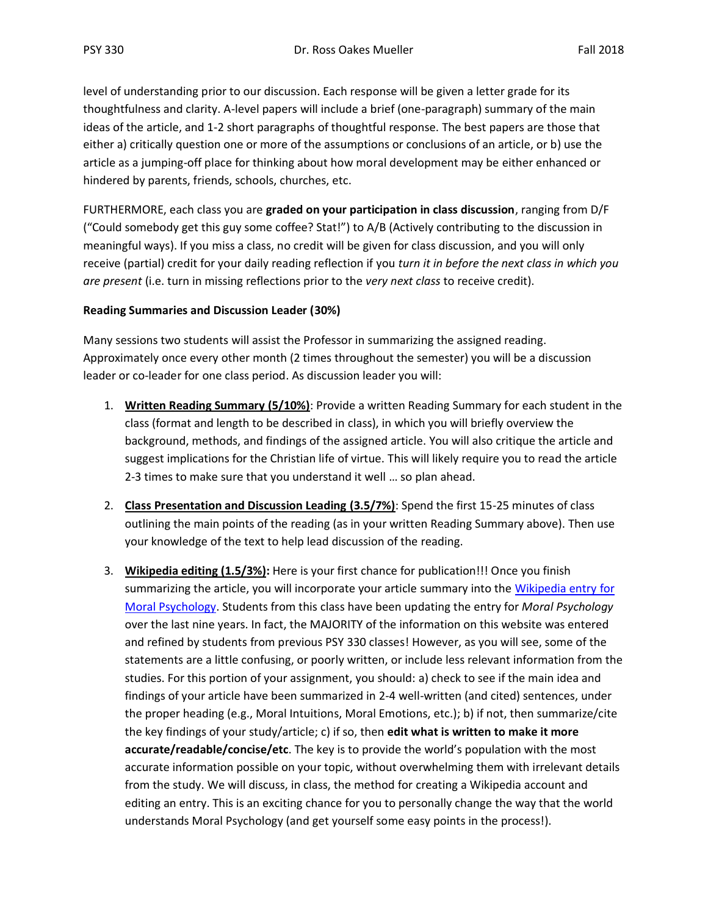level of understanding prior to our discussion. Each response will be given a letter grade for its thoughtfulness and clarity. A-level papers will include a brief (one-paragraph) summary of the main ideas of the article, and 1-2 short paragraphs of thoughtful response. The best papers are those that either a) critically question one or more of the assumptions or conclusions of an article, or b) use the article as a jumping-off place for thinking about how moral development may be either enhanced or hindered by parents, friends, schools, churches, etc.

FURTHERMORE, each class you are **graded on your participation in class discussion**, ranging from D/F ("Could somebody get this guy some coffee? Stat!") to A/B (Actively contributing to the discussion in meaningful ways). If you miss a class, no credit will be given for class discussion, and you will only receive (partial) credit for your daily reading reflection if you *turn it in before the next class in which you are present* (i.e. turn in missing reflections prior to the *very next class* to receive credit).

**Reading Summaries and Discussion Leader (30%)**

Many sessions two students will assist the Professor in summarizing the assigned reading. Approximately once every other month (2 times throughout the semester) you will be a discussion leader or co-leader for one class period. As discussion leader you will:

1. **Written Reading Summary (5/10%)**: Provide a written Reading Summary for each student in the class (format and length to be described in class), in which you will briefly overview the background, methods, and findings of the assigned article. You will also critique the article and suggest implications for the Christian life of virtue. This will likely require you to read the article 2-3 times to make sure that you understand it well … so plan ahead.

2. **Class Presentation and Discussion Leading (3.5/7%)**: Spend the first 15-25 minutes of class outlining the main points of the reading (as in your written Reading Summary above). Then use your knowledge of the text to help lead discussion of the reading.

3. **Wikipedia editing (1.5/3%):** Here is your first chance for publication!!! Once you finish summarizing the article, you will incorporate your article summary into the Wikipedia entry for Moral Psychology. Students from this class have been updating the entry for *Moral Psychology* over the last nine years. In fact, the MAJORITY of the information on this website was entered and refined by students from previous PSY 330 classes! However, as you will see, some of the statements are a little confusing, or poorly written, or include less relevant information from the studies. For this portion of your assignment, you should: a) check to see if the main idea and findings of your article have been summarized in 2-4 well-written (and cited) sentences, under the proper heading (e.g., Moral Intuitions, Moral Emotions, etc.); b) if not, then summarize/cite the key findings of your study/article; c) if so, then **edit what is written to make it more accurate/readable/concise/etc**. The key is to provide the world's population with the most accurate information possible on your topic, without overwhelming them with irrelevant details from the study. We will discuss, in class, the method for creating a Wikipedia account and editing an entry. This is an exciting chance for you to personally change the way that the world understands Moral Psychology (and get yourself some easy points in the process!).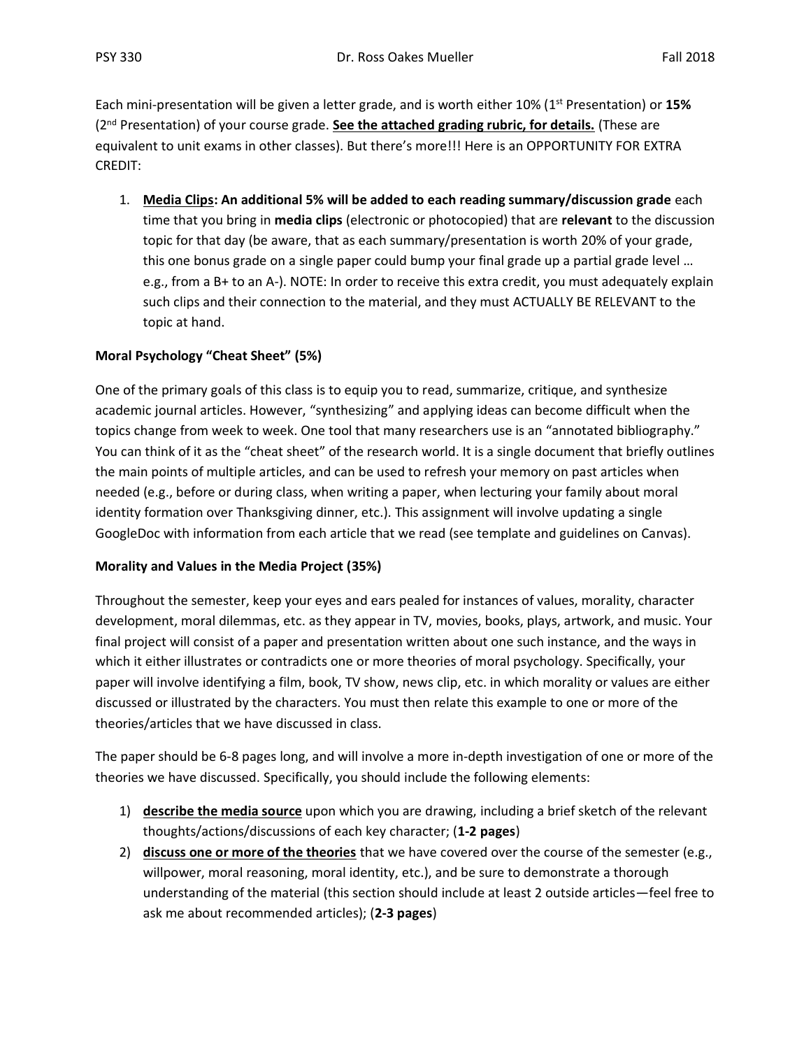Each mini-presentation will be given a letter grade, and is worth either 10% (1st Presentation) or **15%** (2nd Presentation) of your course grade. **See the attached grading rubric, for details.** (These are equivalent to unit exams in other classes). But there's more!!! Here is an OPPORTUNITY FOR EXTRA CREDIT:

1. **Media Clips: An additional 5% will be added to each reading summary/discussion grade** each time that you bring in **media clips** (electronic or photocopied) that are **relevant** to the discussion topic for that day (be aware, that as each summary/presentation is worth 20% of your grade, this one bonus grade on a single paper could bump your final grade up a partial grade level … e.g., from a B+ to an A-). NOTE: In order to receive this extra credit, you must adequately explain such clips and their connection to the material, and they must ACTUALLY BE RELEVANT to the topic at hand.

**Moral Psychology "Cheat Sheet" (5%)**

One of the primary goals of this class is to equip you to read, summarize, critique, and synthesize academic journal articles. However, "synthesizing" and applying ideas can become difficult when the topics change from week to week. One tool that many researchers use is an "annotated bibliography." You can think of it as the "cheat sheet" of the research world. It is a single document that briefly outlines the main points of multiple articles, and can be used to refresh your memory on past articles when needed (e.g., before or during class, when writing a paper, when lecturing your family about moral identity formation over Thanksgiving dinner, etc.). This assignment will involve updating a single GoogleDoc with information from each article that we read (see template and guidelines on Canvas).

**Morality and Values in the Media Project (35%)**

Throughout the semester, keep your eyes and ears pealed for instances of values, morality, character development, moral dilemmas, etc. as they appear in TV, movies, books, plays, artwork, and music. Your final project will consist of a paper and presentation written about one such instance, and the ways in which it either illustrates or contradicts one or more theories of moral psychology. Specifically, your paper will involve identifying a film, book, TV show, news clip, etc. in which morality or values are either discussed or illustrated by the characters. You must then relate this example to one or more of the theories/articles that we have discussed in class.

The paper should be 6-8 pages long, and will involve a more in-depth investigation of one or more of the theories we have discussed. Specifically, you should include the following elements:

1) **describe the media source** upon which you are drawing, including a brief sketch of the relevant thoughts/actions/discussions of each key character; (**1-2 pages**)
2) **discuss one or more of the theories** that we have covered over the course of the semester (e.g., willpower, moral reasoning, moral identity, etc.), and be sure to demonstrate a thorough understanding of the material (this section should include at least 2 outside articles—feel free to ask me about recommended articles); (**2-3 pages**)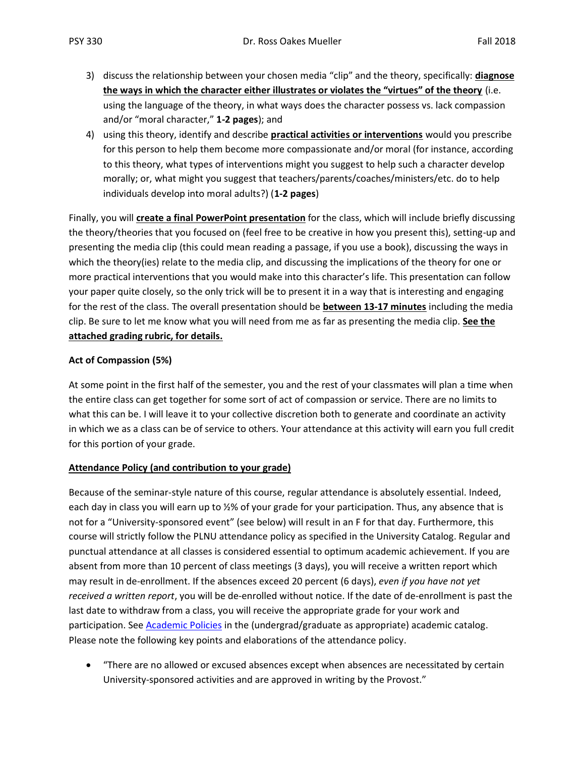3) discuss the relationship between your chosen media "clip" and the theory, specifically: **diagnose the ways in which the character either illustrates or violates the "virtues" of the theory** (i.e. using the language of the theory, in what ways does the character possess vs. lack compassion and/or "moral character," **1-2 pages**); and
4) using this theory, identify and describe **practical activities or interventions** would you prescribe for this person to help them become more compassionate and/or moral (for instance, according to this theory, what types of interventions might you suggest to help such a character develop morally; or, what might you suggest that teachers/parents/coaches/ministers/etc. do to help individuals develop into moral adults?) (**1-2 pages**)

Finally, you will **create a final PowerPoint presentation** for the class, which will include briefly discussing the theory/theories that you focused on (feel free to be creative in how you present this), setting-up and presenting the media clip (this could mean reading a passage, if you use a book), discussing the ways in which the theory(ies) relate to the media clip, and discussing the implications of the theory for one or more practical interventions that you would make into this character's life. This presentation can follow your paper quite closely, so the only trick will be to present it in a way that is interesting and engaging for the rest of the class. The overall presentation should be **between 13-17 minutes** including the media clip. Be sure to let me know what you will need from me as far as presenting the media clip. **See the attached grading rubric, for details.**

**Act of Compassion (5%)**

At some point in the first half of the semester, you and the rest of your classmates will plan a time when the entire class can get together for some sort of act of compassion or service. There are no limits to what this can be. I will leave it to your collective discretion both to generate and coordinate an activity in which we as a class can be of service to others. Your attendance at this activity will earn you full credit for this portion of your grade.

**Attendance Policy (and contribution to your grade)**

Because of the seminar-style nature of this course, regular attendance is absolutely essential. Indeed, each day in class you will earn up to ½% of your grade for your participation. Thus, any absence that is not for a "University-sponsored event" (see below) will result in an F for that day. Furthermore, this course will strictly follow the PLNU attendance policy as specified in the University Catalog. Regular and punctual attendance at all classes is considered essential to optimum academic achievement. If you are absent from more than 10 percent of class meetings (3 days), you will receive a written report which may result in de-enrollment. If the absences exceed 20 percent (6 days), *even if you have not yet received a written report*, you will be de-enrolled without notice. If the date of de-enrollment is past the last date to withdraw from a class, you will receive the appropriate grade for your work and participation. See Academic Policies in the (undergrad/graduate as appropriate) academic catalog. Please note the following key points and elaborations of the attendance policy.

- "There are no allowed or excused absences except when absences are necessitated by certain University-sponsored activities and are approved in writing by the Provost."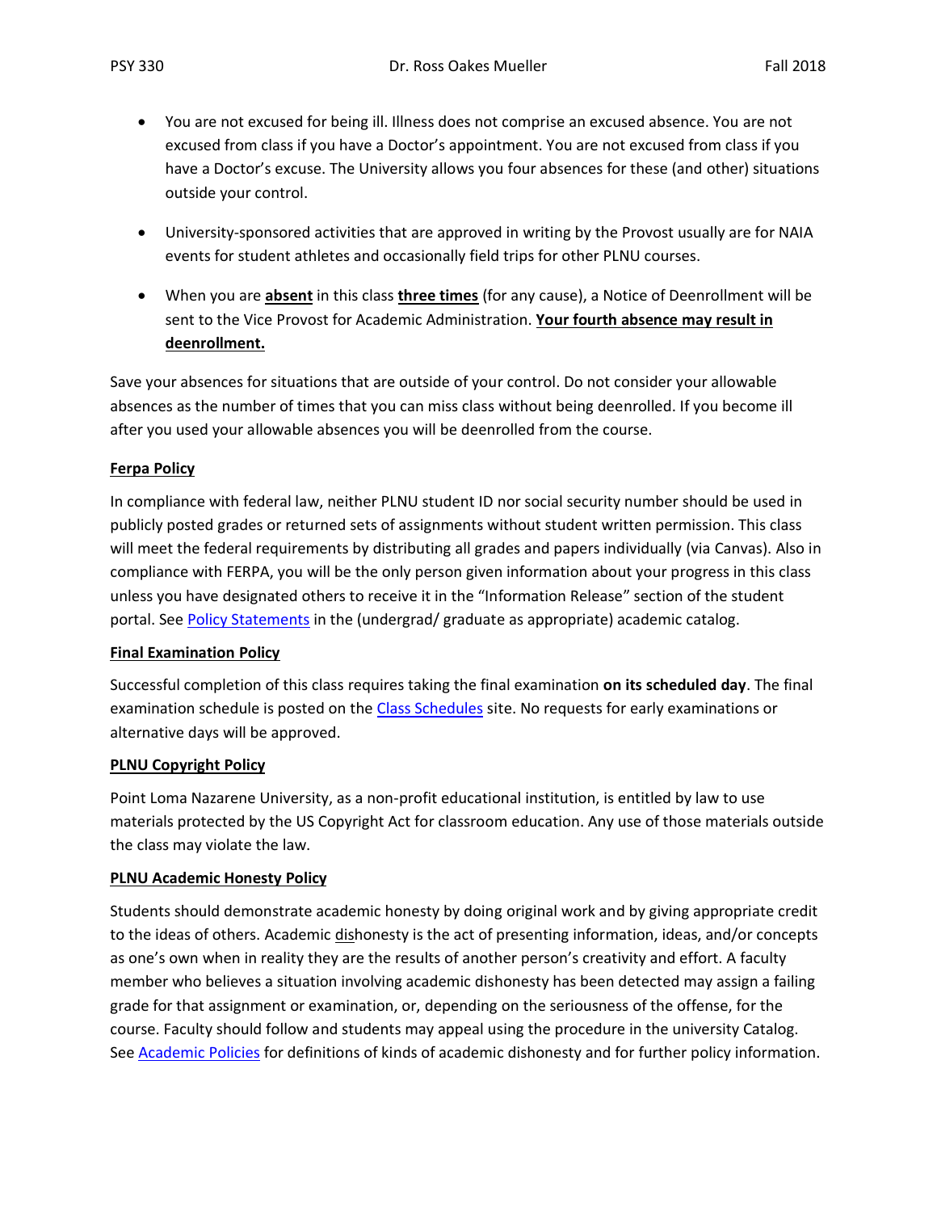- You are not excused for being ill. Illness does not comprise an excused absence. You are not excused from class if you have a Doctor's appointment. You are not excused from class if you have a Doctor's excuse. The University allows you four absences for these (and other) situations outside your control.

- University-sponsored activities that are approved in writing by the Provost usually are for NAIA events for student athletes and occasionally field trips for other PLNU courses.

- When you are **absent** in this class **three times** (for any cause), a Notice of Deenrollment will be sent to the Vice Provost for Academic Administration. **Your fourth absence may result in deenrollment.**

Save your absences for situations that are outside of your control. Do not consider your allowable absences as the number of times that you can miss class without being deenrolled. If you become ill after you used your allowable absences you will be deenrolled from the course.

**Ferpa Policy**

In compliance with federal law, neither PLNU student ID nor social security number should be used in publicly posted grades or returned sets of assignments without student written permission. This class will meet the federal requirements by distributing all grades and papers individually (via Canvas). Also in compliance with FERPA, you will be the only person given information about your progress in this class unless you have designated others to receive it in the "Information Release" section of the student portal. See Policy Statements in the (undergrad/ graduate as appropriate) academic catalog.

**Final Examination Policy**

Successful completion of this class requires taking the final examination **on its scheduled day**. The final examination schedule is posted on the Class Schedules site. No requests for early examinations or alternative days will be approved.

**PLNU Copyright Policy**

Point Loma Nazarene University, as a non-profit educational institution, is entitled by law to use materials protected by the US Copyright Act for classroom education. Any use of those materials outside the class may violate the law.

**PLNU Academic Honesty Policy**

Students should demonstrate academic honesty by doing original work and by giving appropriate credit to the ideas of others. Academic dishonesty is the act of presenting information, ideas, and/or concepts as one's own when in reality they are the results of another person's creativity and effort. A faculty member who believes a situation involving academic dishonesty has been detected may assign a failing grade for that assignment or examination, or, depending on the seriousness of the offense, for the course. Faculty should follow and students may appeal using the procedure in the university Catalog. See Academic Policies for definitions of kinds of academic dishonesty and for further policy information.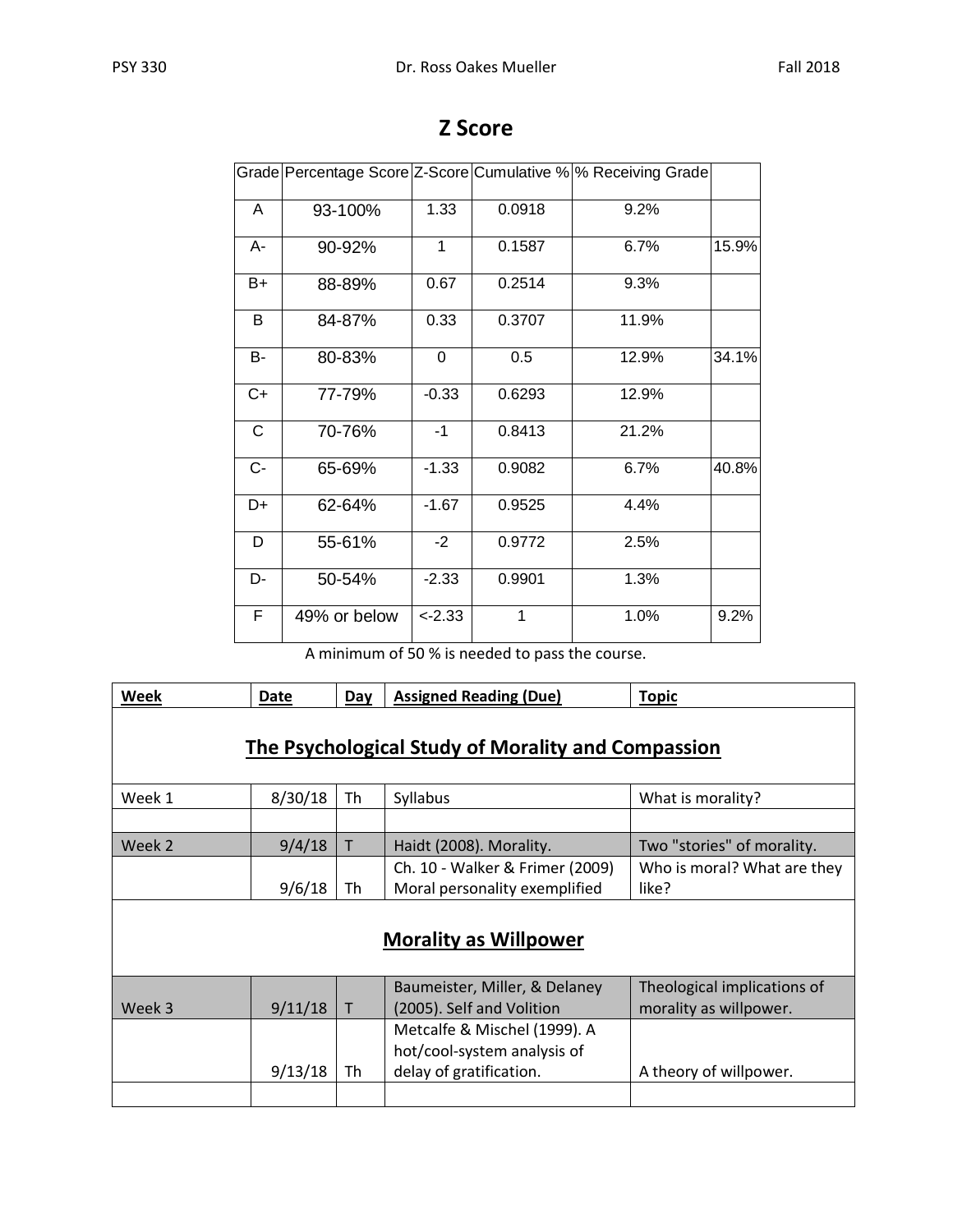## Z Score

| Grade | Percentage Score | Z-Score | Cumulative % | % Receiving Grade | |
|---|---|---|---|---|---|
| A | 93-100% | 1.33 | 0.0918 | 9.2% | |
| A- | 90-92% | 1 | 0.1587 | 6.7% | 15.9% |
| B+ | 88-89% | 0.67 | 0.2514 | 9.3% | |
| B | 84-87% | 0.33 | 0.3707 | 11.9% | |
| B- | 80-83% | 0 | 0.5 | 12.9% | 34.1% |
| C+ | 77-79% | -0.33 | 0.6293 | 12.9% | |
| C | 70-76% | -1 | 0.8413 | 21.2% | |
| C- | 65-69% | -1.33 | 0.9082 | 6.7% | 40.8% |
| D+ | 62-64% | -1.67 | 0.9525 | 4.4% | |
| D | 55-61% | -2 | 0.9772 | 2.5% | |
| D- | 50-54% | -2.33 | 0.9901 | 1.3% | |
| F | 49% or below | <-2.33 | 1 | 1.0% | 9.2% |

A minimum of 50 % is needed to pass the course.

| Week | Date | Day | Assigned Reading (Due) | Topic |
|---|---|---|---|---|
| **The Psychological Study of Morality and Compassion** | | | | |
| Week 1 | 8/30/18 | Th | Syllabus | What is morality? |
| | | | | |
| Week 2 | 9/4/18 | T | Haidt (2008). Morality. | Two "stories" of morality. |
| | 9/6/18 | Th | Ch. 10 - Walker & Frimer (2009) Moral personality exemplified | Who is moral? What are they like? |
| **Morality as Willpower** | | | | |
| Week 3 | 9/11/18 | T | Baumeister, Miller, & Delaney (2005). Self and Volition | Theological implications of morality as willpower. |
| | 9/13/18 | Th | Metcalfe & Mischel (1999). A hot/cool-system analysis of delay of gratification. | A theory of willpower. |
| | | | | |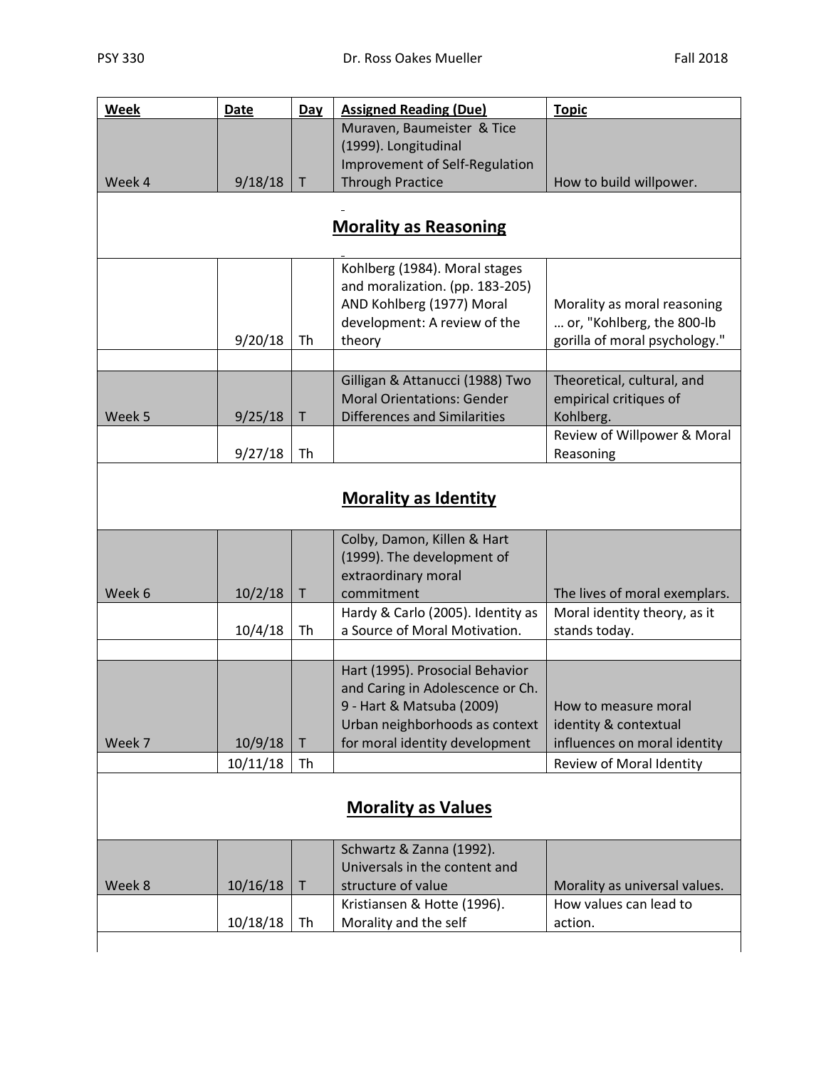| Week | Date | Day | Assigned Reading (Due) | Topic |
|---|---|---|---|---|
| Week 4 | 9/18/18 | T | Muraven, Baumeister & Tice (1999). Longitudinal Improvement of Self-Regulation Through Practice | How to build willpower. |
| **Morality as Reasoning** | | | | |
| | 9/20/18 | Th | Kohlberg (1984). Moral stages and moralization. (pp. 183-205) AND Kohlberg (1977) Moral development: A review of the theory | Morality as moral reasoning … or, "Kohlberg, the 800-lb gorilla of moral psychology." |
| | | | | |
| Week 5 | 9/25/18 | T | Gilligan & Attanucci (1988) Two Moral Orientations: Gender Differences and Similarities | Theoretical, cultural, and empirical critiques of Kohlberg. |
| | 9/27/18 | Th | | Review of Willpower & Moral Reasoning |
| **Morality as Identity** | | | | |
| Week 6 | 10/2/18 | T | Colby, Damon, Killen & Hart (1999). The development of extraordinary moral commitment | The lives of moral exemplars. |
| | 10/4/18 | Th | Hardy & Carlo (2005). Identity as a Source of Moral Motivation. | Moral identity theory, as it stands today. |
| | | | | |
| Week 7 | 10/9/18 | T | Hart (1995). Prosocial Behavior and Caring in Adolescence or Ch. 9 - Hart & Matsuba (2009) Urban neighborhoods as context for moral identity development | How to measure moral identity & contextual influences on moral identity |
| | 10/11/18 | Th | | Review of Moral Identity |
| **Morality as Values** | | | | |
| Week 8 | 10/16/18 | T | Schwartz & Zanna (1992). Universals in the content and structure of value | Morality as universal values. |
| | 10/18/18 | Th | Kristiansen & Hotte (1996). Morality and the self | How values can lead to action. |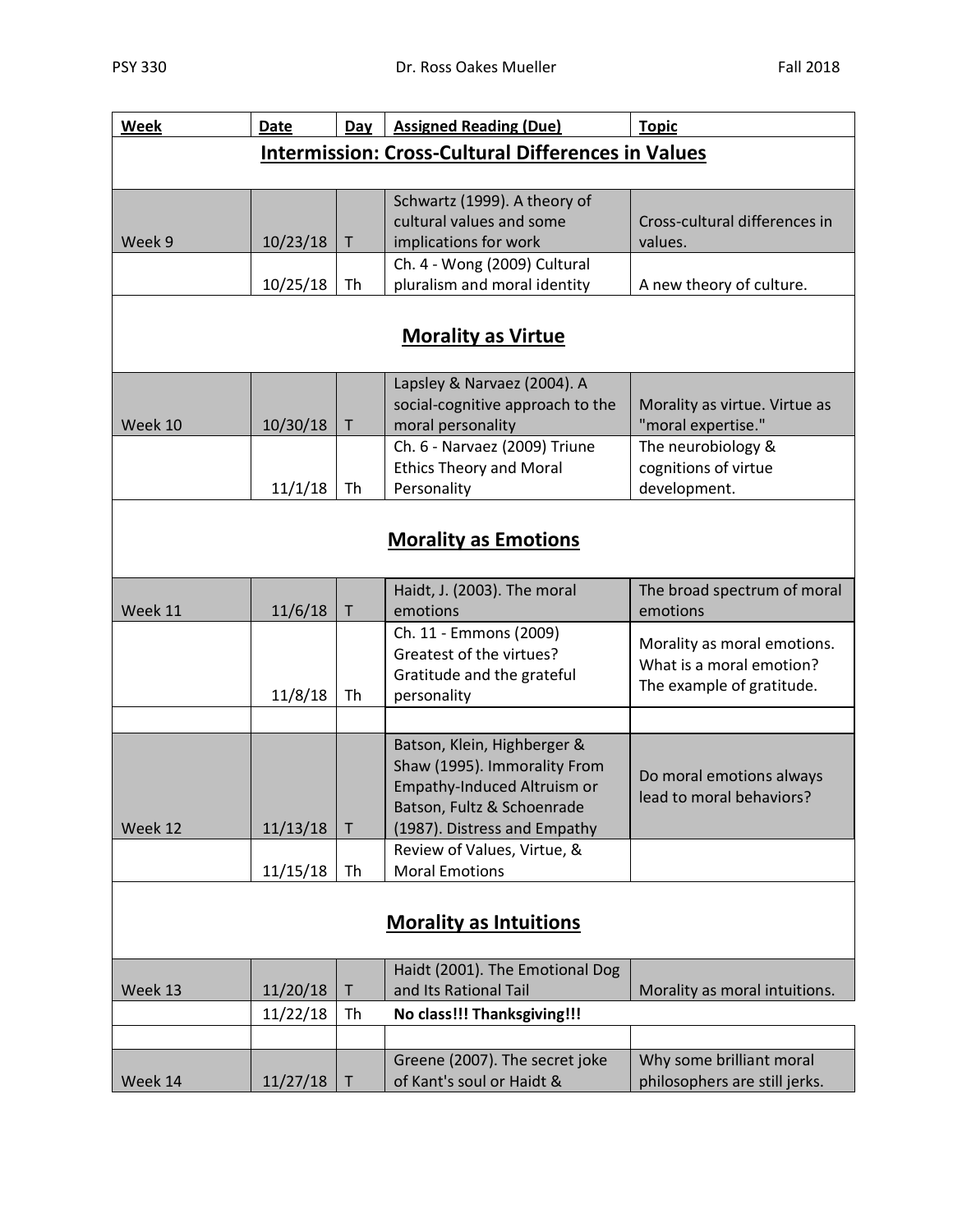| Week | Date | Day | Assigned Reading (Due) | Topic |
| --- | --- | --- | --- | --- |
| **Intermission: Cross-Cultural Differences in Values** | | | | |
| Week 9 | 10/23/18 | T | Schwartz (1999). A theory of cultural values and some implications for work | Cross-cultural differences in values. |
| | 10/25/18 | Th | Ch. 4 - Wong (2009) Cultural pluralism and moral identity | A new theory of culture. |
| **Morality as Virtue** | | | | |
| Week 10 | 10/30/18 | T | Lapsley & Narvaez (2004). A social-cognitive approach to the moral personality | Morality as virtue. Virtue as "moral expertise." |
| | 11/1/18 | Th | Ch. 6 - Narvaez (2009) Triune Ethics Theory and Moral Personality | The neurobiology & cognitions of virtue development. |
| **Morality as Emotions** | | | | |
| Week 11 | 11/6/18 | T | Haidt, J. (2003). The moral emotions | The broad spectrum of moral emotions |
| | 11/8/18 | Th | Ch. 11 - Emmons (2009) Greatest of the virtues? Gratitude and the grateful personality | Morality as moral emotions. What is a moral emotion? The example of gratitude. |
| | | | | |
| Week 12 | 11/13/18 | T | Batson, Klein, Highberger & Shaw (1995). Immorality From Empathy-Induced Altruism or Batson, Fultz & Schoenrade (1987). Distress and Empathy | Do moral emotions always lead to moral behaviors? |
| | 11/15/18 | Th | Review of Values, Virtue, & Moral Emotions | |
| **Morality as Intuitions** | | | | |
| Week 13 | 11/20/18 | T | Haidt (2001). The Emotional Dog and Its Rational Tail | Morality as moral intuitions. |
| | 11/22/18 | Th | **No class!!! Thanksgiving!!!** | |
| | | | | |
| Week 14 | 11/27/18 | T | Greene (2007). The secret joke of Kant's soul or Haidt & | Why some brilliant moral philosophers are still jerks. |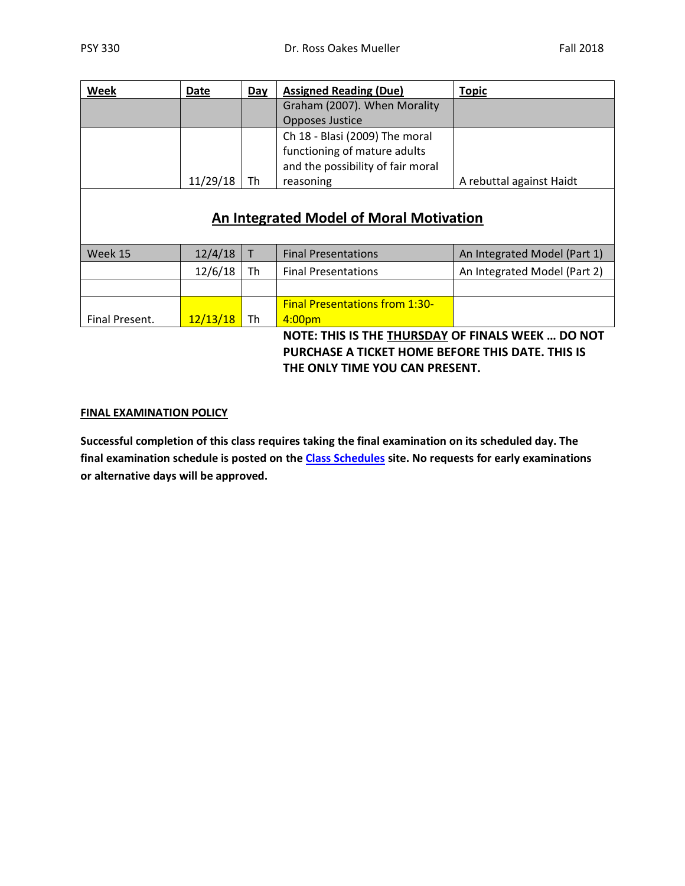| Week | Date | Day | Assigned Reading (Due) | Topic |
|---|---|---|---|---|
| | | | Graham (2007). When Morality Opposes Justice | |
| | 11/29/18 | Th | Ch 18 - Blasi (2009) The moral functioning of mature adults and the possibility of fair moral reasoning | A rebuttal against Haidt |
| **An Integrated Model of Moral Motivation** | | | | |
| Week 15 | 12/4/18 | T | Final Presentations | An Integrated Model (Part 1) |
| | 12/6/18 | Th | Final Presentations | An Integrated Model (Part 2) |
| | | | | |
| Final Present. | 12/13/18 | Th | Final Presentations from 1:30-4:00pm | |

**NOTE: THIS IS THE THURSDAY OF FINALS WEEK … DO NOT PURCHASE A TICKET HOME BEFORE THIS DATE. THIS IS THE ONLY TIME YOU CAN PRESENT.**

**FINAL EXAMINATION POLICY**

**Successful completion of this class requires taking the final examination on its scheduled day. The final examination schedule is posted on the Class Schedules site. No requests for early examinations or alternative days will be approved.**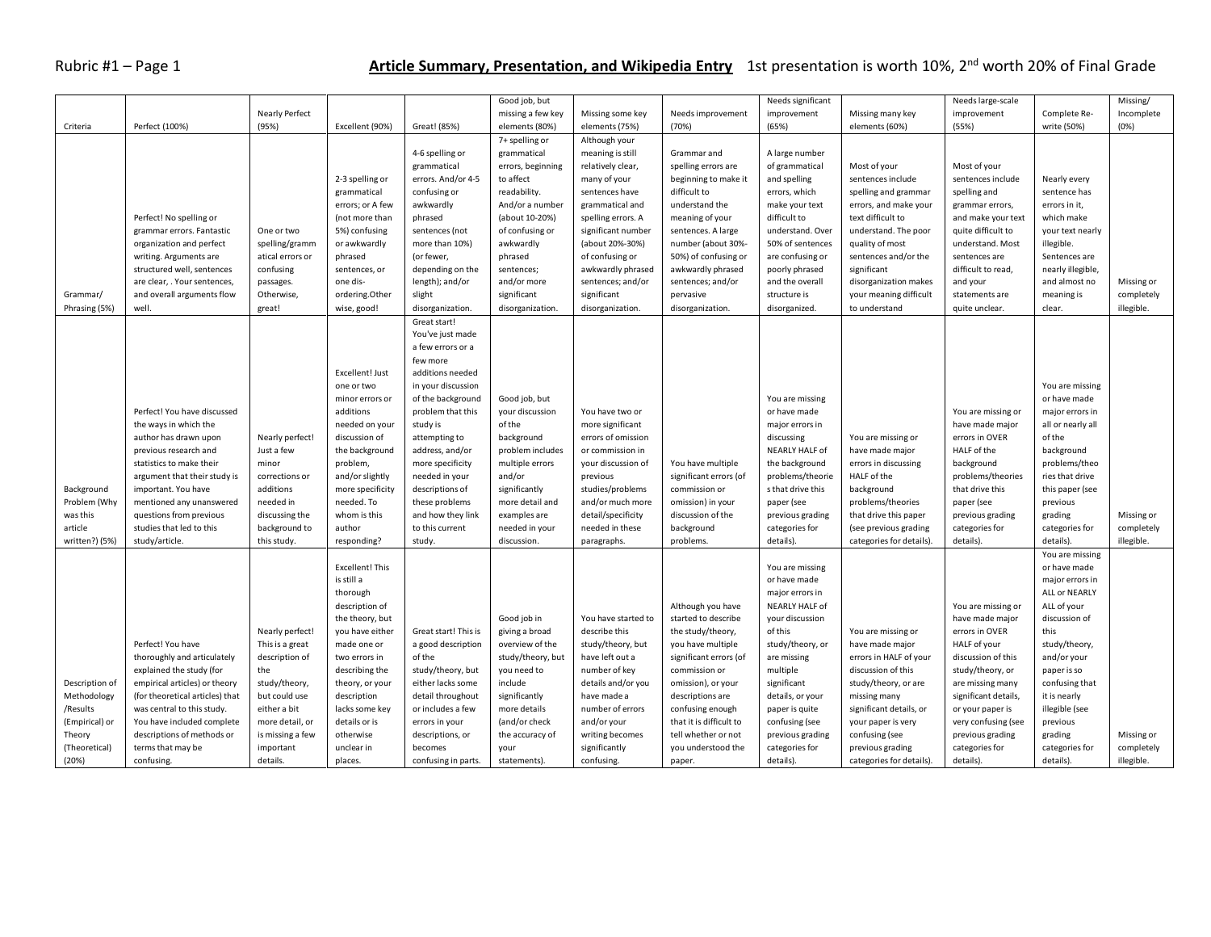Rubric #1 – Page 1

## **Article Summary, Presentation, and Wikipedia Entry** 1st presentation is worth 10%, 2nd worth 20% of Final Grade

| Criteria | Perfect (100%) | Nearly Perfect (95%) | Excellent (90%) | Great! (85%) | Good job, but missing a few key elements (80%) | Missing some key elements (75%) | Needs improvement (70%) | Needs significant improvement (65%) | Missing many key elements (60%) | Needs large-scale improvement (55%) | Complete Re-write (50%) | Missing/ Incomplete (0%) |
|---|---|---|---|---|---|---|---|---|---|---|---|---|
| Grammar/ Phrasing (5%) | Perfect! No spelling or grammar errors. Fantastic organization and perfect writing. Arguments are structured well, sentences are clear, . Your sentences, and overall arguments flow well. | One or two spelling/grammatical errors or confusing passages. Otherwise, great! | 2-3 spelling or grammatical errors; or A few (not more than 5%) confusing or awkwardly phrased sentences, or one dis-ordering.Other wise, good! | 4-6 spelling or grammatical errors. And/or 4-5 confusing or awkwardly phrased sentences (not more than 10%) (or fewer, depending on the length); and/or slight disorganization. | 7+ spelling or grammatical errors, beginning to affect readability. And/or a number (about 10-20%) of confusing or awkwardly phrased sentences; and/or more significant disorganization. | Although your meaning is still relatively clear, many of your sentences have grammatical and spelling errors. A significant number (about 20%-30%) of confusing or awkwardly phrased sentences; and/or significant disorganization. | Grammar and spelling errors are beginning to make it difficult to understand the meaning of your sentences. A large number (about 30%-50%) of confusing or awkwardly phrased sentences; and/or pervasive disorganization. | A large number of grammatical and spelling errors, which make your text difficult to understand. Over 50% of sentences are confusing or poorly phrased and the overall structure is disorganized. | Most of your sentences include spelling and grammar errors, and make your text difficult to understand. The poor quality of most sentences and/or the significant disorganization makes your meaning difficult to understand | Most of your sentences include spelling and grammar errors, and make your text quite difficult to understand. Most sentences are difficult to read, and your statements are quite unclear. | Nearly every sentence has errors in it, which make your text nearly illegible. Sentences are nearly illegible, and almost no meaning is clear. | Missing or completely illegible. |
| Background Problem (Why was this article written?) (5%) | Perfect! You have discussed the ways in which the author has drawn upon previous research and statistics to make their argument that their study is important. You have mentioned any unanswered questions from previous studies that led to this study/article. | Nearly perfect! Just a few minor corrections or additions needed in discussing the background to this study. | Excellent! Just one or two minor errors or additions needed on your discussion of the background problem, and/or slightly more specificity needed. To whom is this author responding? | Great start! You've just made a few errors or a few more additions needed in your discussion of the background problem that this study is attempting to address, and/or more specificity needed in your descriptions of these problems and how they link to this current study. | Good job, but your discussion of the background problem includes multiple errors and/or significantly more detail and examples are needed in your discussion. | You have two or more significant errors of omission or commission in your discussion of previous studies/problems and/or much more detail/specificity needed in these paragraphs. | You have multiple significant errors (of commission or omission) in your discussion of the background problems. | You are missing or have made major errors in discussing NEARLY HALF of the background problems/theories that drive this paper (see previous grading categories for details). | You are missing or have made major errors in discussing HALF of the background problems/theories that drive this paper (see previous grading categories for details). | You are missing or have made major errors in OVER HALF of the background problems/theories that drive this paper (see previous grading categories for details). | You are missing or have made major errors in all or nearly all of the background problems/theories that drive this paper (see previous grading categories for details). | Missing or completely illegible. |
| Description of Methodology /Results (Empirical) or Theory (Theoretical) (20%) | Perfect! You have thoroughly and articulately explained the study (for empirical articles) or theory (for theoretical articles) that was central to this study. You have included complete descriptions of methods or terms that may be confusing. | Nearly perfect! This is a great description of the study/theory, but could use either a bit more detail, or is missing a few important details. | Excellent! This is still a thorough description of the theory, but you have either made one or two errors in describing the theory, or your description lacks some key details or is otherwise unclear in places. | Great start! This is a good description of the study/theory, but either lacks some detail throughout or includes a few errors in your descriptions, or becomes confusing in parts. | Good job in giving a broad overview of the study/theory, but you need to include significantly more details (and/or check the accuracy of your statements). | You have started to describe this study/theory, but have left out a number of key details and/or you have made a number of errors and/or your writing becomes significantly confusing. | Although you have started to describe the study/theory, you have multiple significant errors (of commission or omission), or your descriptions are confusing enough that it is difficult to tell whether or not you understood the paper. | You are missing or have made major errors in NEARLY HALF of your discussion of this study/theory, or are missing multiple significant details, or your paper is quite confusing (see previous grading categories for details). | You are missing or have made major errors in HALF of your discussion of this study/theory, or are missing many significant details, or your paper is very confusing (see previous grading categories for details). | You are missing or have made major errors in OVER HALF of your discussion of this study/theory, or are missing many significant details, or your paper is very confusing (see previous grading categories for details). | You are missing or have made major errors in ALL or NEARLY ALL of your discussion of this study/theory, and/or your paper is so confusing that it is nearly illegible (see previous grading categories for details). | Missing or completely illegible. |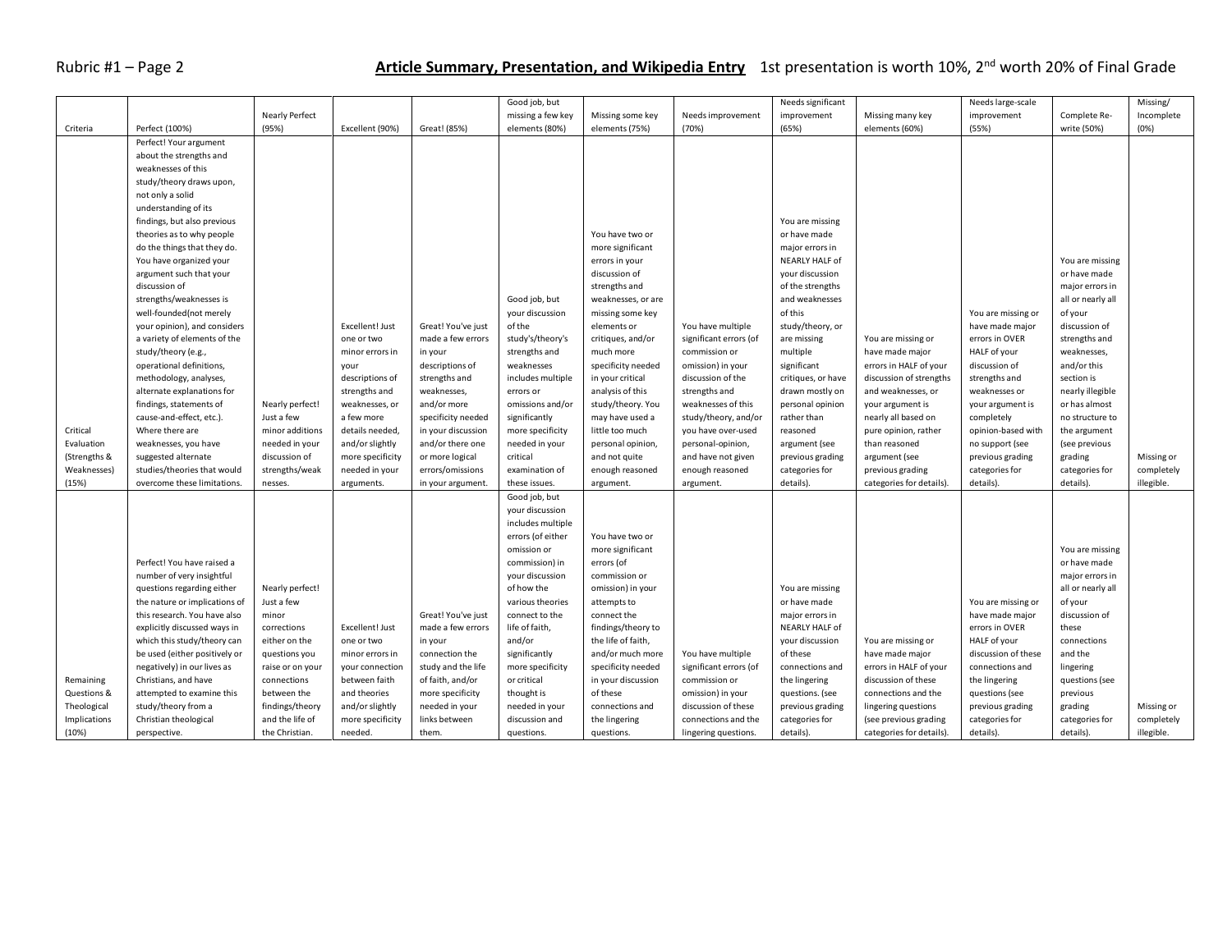Rubric #1 – Page 2

**Article Summary, Presentation, and Wikipedia Entry** 1st presentation is worth 10%, 2nd worth 20% of Final Grade

| Criteria | Perfect (100%) | Nearly Perfect (95%) | Excellent (90%) | Great! (85%) | Good job, but missing a few key elements (80%) | Missing some key elements (75%) | Needs improvement (70%) | Needs significant improvement (65%) | Missing many key elements (60%) | Needs large-scale improvement (55%) | Complete Re-write (50%) | Missing/ Incomplete (0%) |
|---|---|---|---|---|---|---|---|---|---|---|---|---|
| Critical Evaluation (Strengths & Weaknesses) (15%) | Perfect! Your argument about the strengths and weaknesses of this study/theory draws upon, not only a solid understanding of its findings, but also previous theories as to why people do the things that they do. You have organized your argument such that your discussion of strengths/weaknesses is well-founded(not merely your opinion), and considers a variety of elements of the study/theory (e.g., operational definitions, methodology, analyses, alternate explanations for findings, statements of cause-and-effect, etc.). Where there are weaknesses, you have suggested alternate studies/theories that would overcome these limitations. | Nearly perfect! Just a few minor additions needed in your discussion of strengths/weaknesses. | Excellent! Just one or two minor errors in your descriptions of strengths and weaknesses, or a few more details needed, and/or slightly more specificity needed in your arguments. | Great! You've just made a few errors in your descriptions of strengths and weaknesses, and/or more specificity needed in your discussion and/or there one or more logical errors/omissions in your argument. | Good job, but your discussion of the study's/theory's strengths and weaknesses includes multiple errors or omissions and/or significantly more specificity needed in your critical examination of these issues. | You have two or more significant errors in your discussion of strengths and weaknesses, or are missing some key elements or critiques, and/or much more specificity needed in your critical analysis of this study/theory. You may have used a little too much personal opinion, and not quite enough reasoned argument. | You have multiple significant errors (of commission or omission) in your discussion of the strengths and weaknesses of this study/theory, and/or you have over-used personal-opinion, and have not given enough reasoned argument. | You are missing or have made major errors in NEARLY HALF of your discussion of the strengths and weaknesses of this study/theory, or are missing multiple significant critiques, or have drawn mostly on personal opinion rather than reasoned argument (see previous grading categories for details). | You are missing or have made major errors in HALF of your discussion of strengths and weaknesses, or your argument is nearly all based on pure opinion, rather than reasoned argument (see previous grading categories for details). | You are missing or have made major errors in OVER HALF of your discussion of strengths and weaknesses or your argument is completely opinion-based with no support (see previous grading categories for details). | You are missing or have made major errors in all or nearly all of your discussion of strengths and weaknesses, and/or this section is nearly illegible or has almost no structure to the argument (see previous grading categories for details). | Missing or completely illegible. |
| Remaining Questions & Theological Implications (10%) | Perfect! You have raised a number of very insightful questions regarding either the nature or implications of this research. You have also explicitly discussed ways in which this study/theory can be used (either positively or negatively) in our lives as Christians, and have attempted to examine this study/theory from a Christian theological perspective. | Nearly perfect! Just a few minor corrections either on the questions you raise or on your connections between the findings/theory and the life of the Christian. | Excellent! Just one or two minor errors in your connection between faith and theories and/or slightly more specificity needed. | Great! You've just made a few errors in your connection the study and the life of faith, and/or more specificity needed in your links between them. | Good job, but your discussion includes multiple errors (of either omission or commission) in your discussion of how the various theories connect to the life of faith, and/or significantly more specificity or critical thought is needed in your discussion and questions. | You have two or more significant errors (of commission or omission) in your attempts to connect the findings/theory to the life of faith, and/or much more specificity needed in your discussion of these connections and the lingering questions. | You have multiple significant errors (of commission or omission) in your discussion of these connections and the lingering questions. | You are missing or have made major errors in NEARLY HALF of your discussion of these connections and the lingering questions. (see previous grading categories for details). | You are missing or have made major errors in HALF of your discussion of these connections and the lingering questions (see previous grading categories for details). | You are missing or have made major errors in OVER HALF of your discussion of these connections and the lingering questions (see previous grading categories for details). | You are missing or have made major errors in all or nearly all of your discussion of these connections and the lingering questions (see previous grading categories for details). | Missing or completely illegible. |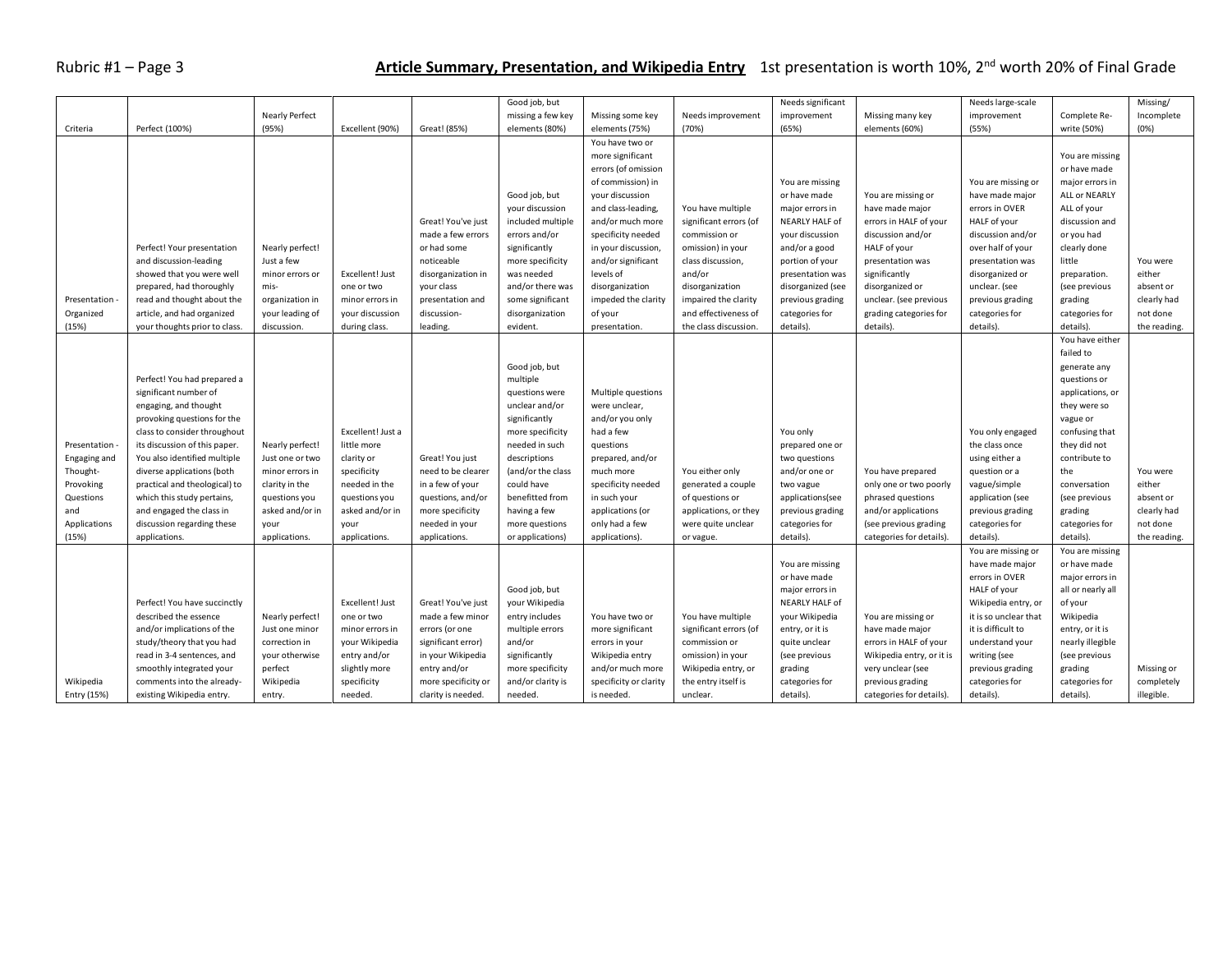**Article Summary, Presentation, and Wikipedia Entry** 1st presentation is worth 10%, 2nd worth 20% of Final Grade

| Criteria | Perfect (100%) | Nearly Perfect (95%) | Excellent (90%) | Great! (85%) | Good job, but missing a few key elements (80%) | Missing some key elements (75%) | Needs improvement (70%) | Needs significant improvement (65%) | Missing many key elements (60%) | Needs large-scale improvement (55%) | Complete Re-write (50%) | Missing/ Incomplete (0%) |
|---|---|---|---|---|---|---|---|---|---|---|---|---|
| Presentation - Organized (15%) | Perfect! Your presentation and discussion-leading showed that you were well prepared, had thoroughly read and thought about the article, and had organized your thoughts prior to class. | Nearly perfect! Just a few minor errors or mis-organization in your leading of discussion. | Excellent! Just one or two minor errors in your discussion during class. | Great! You've just made a few errors or had some noticeable disorganization in your class presentation and discussion-leading. | Good job, but your discussion included multiple errors and/or significantly more specificity was needed and/or there was some significant disorganization evident. | You have two or more significant errors (of omission of commission) in your discussion and class-leading, and/or much more specificity needed in your discussion, and/or significant levels of disorganization impeded the clarity of your presentation. | You have multiple significant errors (of commission or omission) in your class discussion, and/or disorganization impaired the clarity and effectiveness of the class discussion. | You are missing or have made major errors in NEARLY HALF of your discussion and/or a good portion of your presentation was disorganized (see previous grading categories for details). | You are missing or have made major errors in HALF of your discussion and/or HALF of your presentation was significantly disorganized or unclear. (see previous grading categories for details). | You are missing or have made major errors in OVER HALF of your discussion and/or over half of your presentation was disorganized or unclear. (see previous grading categories for details). | You are missing or have made major errors in ALL or NEARLY ALL of your discussion and or you had clearly done little preparation. (see previous grading categories for details). | You were either absent or clearly had not done the reading. |
| Presentation - Engaging and Thought-Provoking Questions and Applications (15%) | Perfect! You had prepared a significant number of engaging, and thought provoking questions for the class to consider throughout its discussion of this paper. You also identified multiple diverse applications (both practical and theological) to which this study pertains, and engaged the class in discussion regarding these applications. | Nearly perfect! Just one or two minor errors in clarity in the questions you asked and/or in your applications. | Excellent! Just a little more clarity or specificity needed in the questions you asked and/or in your applications. | Great! You just need to be clearer in a few of your questions, and/or more specificity needed in your applications. | Good job, but multiple questions were unclear and/or significantly more specificity needed in such descriptions (and/or the class could have benefitted from having a few more questions or applications) | Multiple questions were unclear, and/or you only had a few questions prepared, and/or much more specificity needed in such your applications (or only had a few applications). | You either only generated a couple of questions or applications, or they were quite unclear or vague. | You only prepared one or two questions and/or one or two vague applications(see previous grading categories for details). | You have prepared only one or two poorly phrased questions and/or applications (see previous grading categories for details). | You only engaged the class once using either a question or a vague/simple application (see previous grading categories for details). | You have either failed to generate any questions or applications, or they were so vague or confusing that they did not contribute to the conversation (see previous grading categories for details). | You were either absent or clearly had not done the reading. |
| Wikipedia Entry (15%) | Perfect! You have succinctly described the essence and/or implications of the study/theory that you had read in 3-4 sentences, and smoothly integrated your comments into the already-existing Wikipedia entry. | Nearly perfect! Just one minor correction in your otherwise perfect Wikipedia entry. | Excellent! Just one or two minor errors in your Wikipedia entry and/or slightly more specificity needed. | Great! You've just made a few minor errors (or one significant error) in your Wikipedia entry and/or more specificity or clarity is needed. | Good job, but your Wikipedia entry includes multiple errors and/or significantly more specificity and/or clarity is needed. | You have two or more significant errors in your Wikipedia entry and/or much more specificity or clarity is needed. | You have multiple significant errors (of commission or omission) in your Wikipedia entry, or the entry itself is unclear. | You are missing or have made major errors in NEARLY HALF of your Wikipedia entry, or it is quite unclear (see previous grading categories for details). | You are missing or have made major errors in HALF of your Wikipedia entry, or it is very unclear (see previous grading categories for details). | You are missing or have made major errors in OVER HALF of your Wikipedia entry, or it is so unclear that it is difficult to understand your writing (see previous grading categories for details). | You are missing or have made major errors in all or nearly all of your Wikipedia entry, or it is nearly illegible (see previous grading categories for details). | Missing or completely illegible. |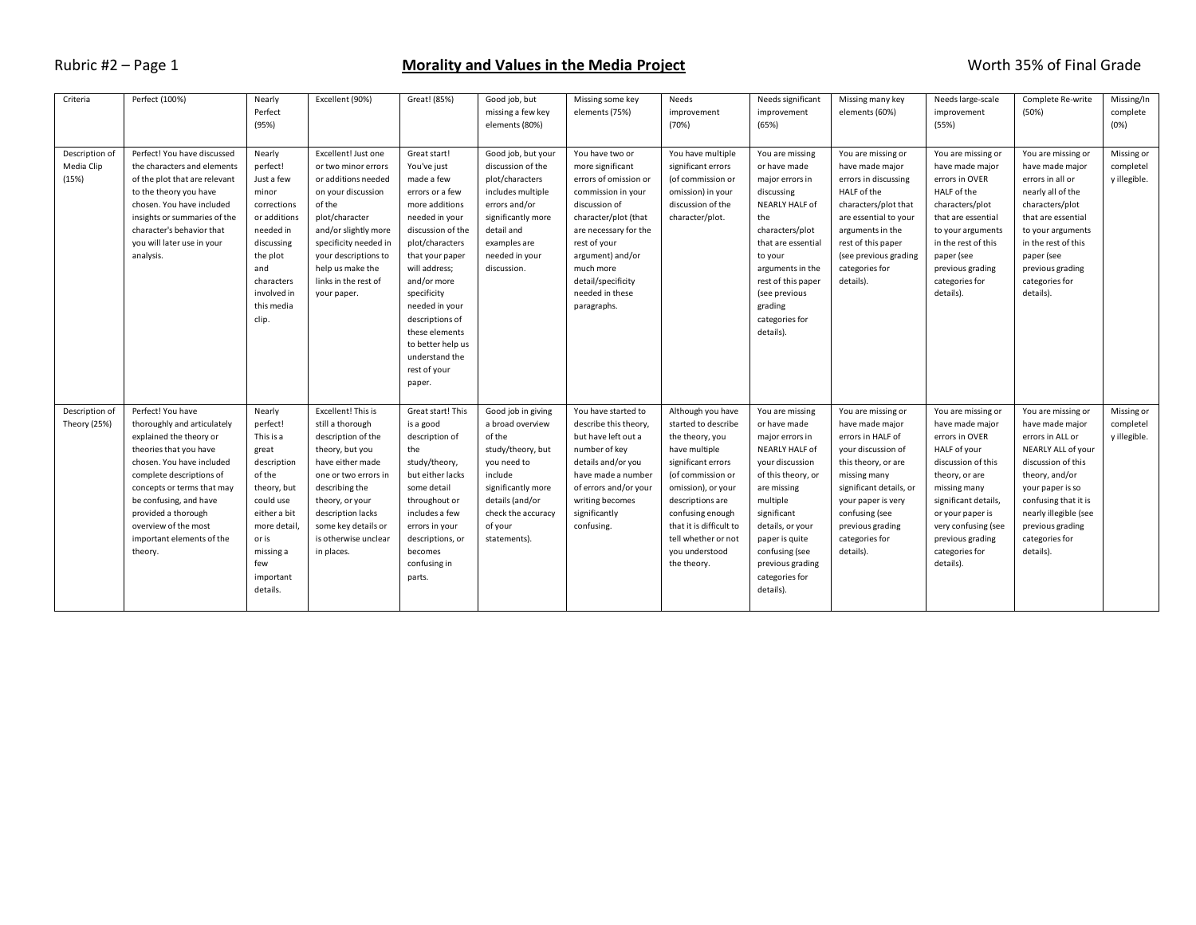Rubric #2 – Page 1

## Morality and Values in the Media Project

Worth 35% of Final Grade

| Criteria | Perfect (100%) | Nearly Perfect (95%) | Excellent (90%) | Great! (85%) | Good job, but missing a few key elements (80%) | Missing some key elements (75%) | Needs improvement (70%) | Needs significant improvement (65%) | Missing many key elements (60%) | Needs large-scale improvement (55%) | Complete Re-write (50%) | Missing/Incomplete (0%) |
|---|---|---|---|---|---|---|---|---|---|---|---|---|
| Description of Media Clip (15%) | Perfect! You have discussed the characters and elements of the plot that are relevant to the theory you have chosen. You have included insights or summaries of the character's behavior that you will later use in your analysis. | Nearly perfect! Just a few minor corrections or additions needed in discussing the plot and characters involved in this media clip. | Excellent! Just one or two minor errors or additions needed on your discussion of the plot/character and/or slightly more specificity needed in your descriptions to help us make the links in the rest of your paper. | Great start! You've just made a few errors or a few more additions needed in your discussion of the plot/characters that your paper will address; and/or more specificity needed in your descriptions of these elements to better help us understand the rest of your paper. | Good job, but your discussion of the plot/characters includes multiple errors and/or significantly more detail and examples are needed in your discussion. | You have two or more significant errors of omission or commission in your discussion of character/plot (that are necessary for the rest of your argument) and/or much more detail/specificity needed in these paragraphs. | You have multiple significant errors (of commission or omission) in your discussion of the character/plot. | You are missing or have made major errors in discussing NEARLY HALF of the characters/plot that are essential to your arguments in the rest of this paper (see previous grading categories for details). | You are missing or have made major errors in discussing HALF of the characters/plot that are essential to your arguments in the rest of this paper (see previous grading categories for details). | You are missing or have made major errors in OVER HALF of the characters/plot that are essential to your arguments in the rest of this paper (see previous grading categories for details). | You are missing or have made major errors in all or nearly all of the characters/plot that are essential to your arguments in the rest of this paper (see previous grading categories for details). | Missing or completely illegible. |
| Description of Theory (25%) | Perfect! You have thoroughly and articulately explained the theory or theories that you have chosen. You have included complete descriptions of concepts or terms that may be confusing, and have provided a thorough overview of the most important elements of the theory. | Nearly perfect! This is a great description of the theory, but could use either a bit more detail, or is missing a few important details. | Excellent! This is still a thorough description of the theory, but you have either made one or two errors in describing the theory, or your description lacks some key details or is otherwise unclear in places. | Great start! This is a good description of the study/theory, but either lacks some detail throughout or includes a few errors in your descriptions, or becomes confusing in parts. | Good job in giving a broad overview of the study/theory, but you need to include significantly more details (and/or check the accuracy of your statements). | You have started to describe this theory, but have left out a number of key details and/or you have made a number of errors and/or your writing becomes significantly confusing. | Although you have started to describe the theory, you have multiple significant errors (of commission or omission), or your descriptions are confusing enough that it is difficult to tell whether or not you understood the theory. | You are missing or have made major errors in NEARLY HALF of your discussion of this theory, or are missing multiple significant details, or your paper is quite confusing (see previous grading categories for details). | You are missing or have made major errors in HALF of your discussion of this theory, or are missing many significant details, or your paper is very confusing (see previous grading categories for details). | You are missing or have made major errors in OVER HALF of your discussion of this theory, or are missing many significant details, or your paper is very confusing (see previous grading categories for details). | You are missing or have made major errors in ALL or NEARLY ALL of your discussion of this theory, and/or your paper is so confusing that it is nearly illegible (see previous grading categories for details). | Missing or completely illegible. |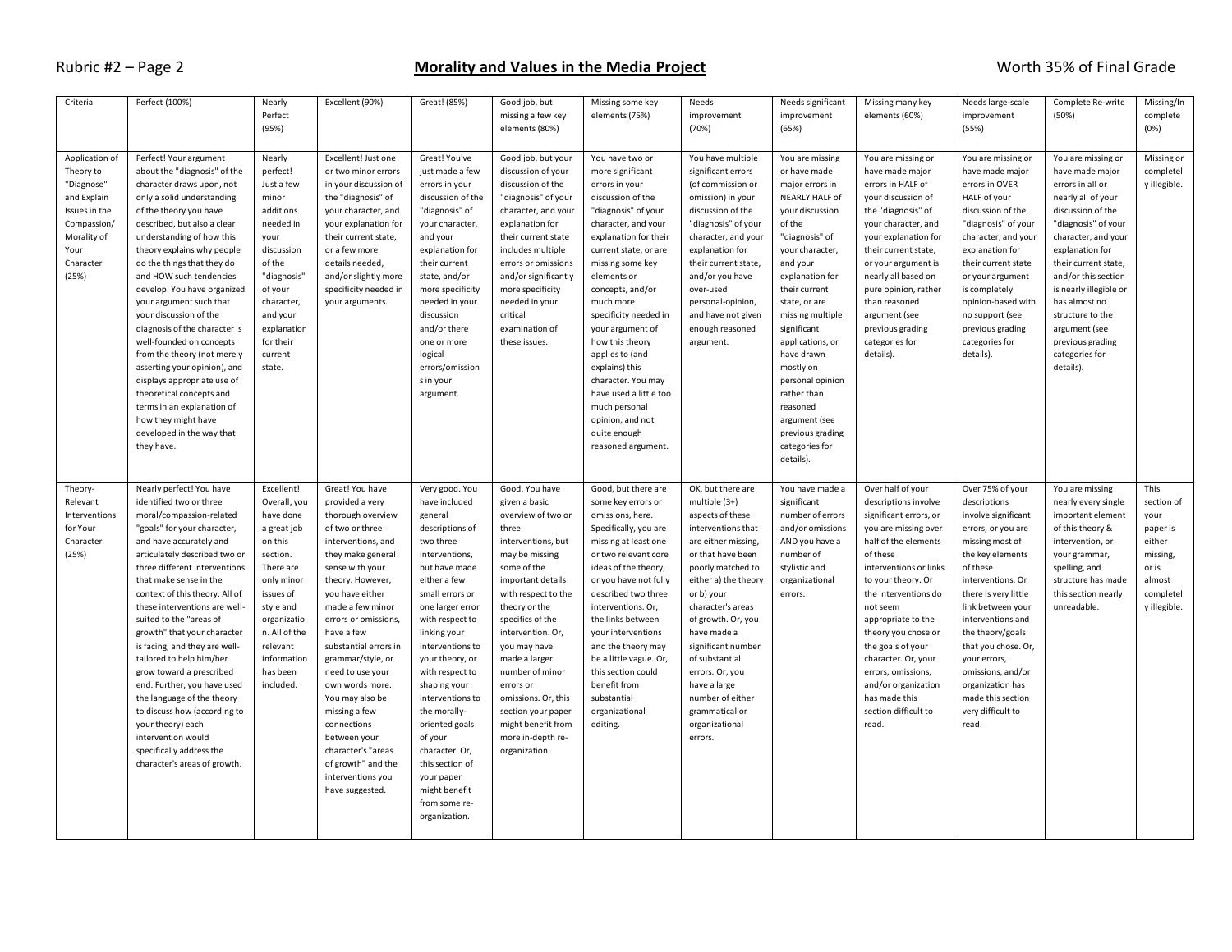## Morality and Values in the Media Project

Worth 35% of Final Grade

| Criteria | Perfect (100%) | Nearly Perfect (95%) | Excellent (90%) | Great! (85%) | Good job, but missing a few key elements (80%) | Missing some key elements (75%) | Needs improvement (70%) | Needs significant improvement (65%) | Missing many key elements (60%) | Needs large-scale improvement (55%) | Complete Re-write (50%) | Missing/Incomplete (0%) |
|---|---|---|---|---|---|---|---|---|---|---|---|---|
| Application of Theory to "Diagnose" and Explain Issues in the Compassion/ Morality of Your Character (25%) | Perfect! Your argument about the "diagnosis" of the character draws upon, not only a solid understanding of the theory you have described, but also a clear understanding of how this theory explains why people do the things that they do and HOW such tendencies develop. You have organized your argument such that your discussion of the diagnosis of the character is well-founded on concepts from the theory (not merely asserting your opinion), and displays appropriate use of theoretical concepts and terms in an explanation of how they might have developed in the way that they have. | Nearly perfect! Just a few minor additions needed in your discussion of the "diagnosis" of your character, and your explanation for their current state. | Excellent! Just one or two minor errors in your discussion of the "diagnosis" of your character, and your explanation for their current state, or a few more details needed, and/or slightly more specificity needed in your arguments. | Great! You've just made a few errors in your discussion of the "diagnosis" of your character, and your explanation for their current state, and/or more specificity needed in your discussion and/or there one or more logical errors/omissions in your argument. | Good job, but your discussion of the "diagnosis" of your character, and your explanation for their current state includes multiple errors or omissions and/or significantly more specificity needed in your critical examination of these issues. | You have two or more significant errors in your discussion of the "diagnosis" of your character, and your explanation for their current state, or are missing some key elements or concepts, and/or much more specificity needed in your argument of how this theory applies to (and explains) this character. You may have used a little too much personal opinion, and not quite enough reasoned argument. | You have multiple significant errors (of commission or omission) in your discussion of the "diagnosis" of your character, and your explanation for their current state, and/or you have over-used personal-opinion, and have not given enough reasoned argument. | You are missing or have made major errors in NEARLY HALF of your discussion of the "diagnosis" of your character, and your explanation for their current state, or are missing multiple significant applications, or have drawn mostly on personal opinion rather than reasoned argument (see previous grading categories for details). | You are missing or have made major errors in HALF of your discussion of the "diagnosis" of your character, and your explanation for their current state, or your argument is nearly all based on pure opinion, rather than reasoned argument (see previous grading categories for details). | You are missing or have made major errors in OVER HALF of your discussion of the "diagnosis" of your character, and your explanation for their current state or your argument is completely opinion-based with no support (see previous grading categories for details). | You are missing or have made major errors in all or nearly all of your discussion of the "diagnosis" of your character, and your explanation for their current state, and/or this section is nearly illegible or has almost no structure to the argument (see previous grading categories for details). | Missing or completely illegible. |
| Theory-Relevant Interventions for Your Character (25%) | Nearly perfect! You have identified two or three moral/compassion-related "goals" for your character, and have accurately and articulately described two or three different interventions that make sense in the context of this theory. All of these interventions are well-suited to the "areas of growth" that your character is facing, and they are well-tailored to help him/her grow toward a prescribed end. Further, you have used the language of the theory to discuss how (according to your theory) each intervention would specifically address the character's areas of growth. | Excellent! Overall, you have done a great job on this section. There are only minor issues of style and organization. All of the relevant information has been included. | Great! You have provided a very thorough overview of two or three interventions, and they make general sense with your theory. However, you have either made a few minor errors or omissions, have a few substantial errors in grammar/style, or need to use your own words more. You may also be missing a few connections between your character's "areas of growth" and the interventions you have suggested. | Very good. You have included general descriptions of two three interventions, but have made either a few small errors or one larger error with respect to linking your interventions to your theory, or with respect to shaping your interventions to the morally-oriented goals of your character. Or, this section of your paper might benefit from some re-organization. | Good. You have given a basic overview of two or three interventions, but may be missing some of the important details with respect to the theory or the specifics of the intervention. Or, you may have made a larger number of minor errors or omissions. Or, this section your paper might benefit from more in-depth re-organization. | Good, but there are some key errors or omissions, here. Specifically, you are missing at least one or two relevant core ideas of the theory, or you have not fully described two three interventions. Or, the links between your interventions and the theory may be a little vague. Or, this section could benefit from substantial organizational editing. | OK, but there are multiple (3+) aspects of these interventions that are either missing, or that have been poorly matched to either a) the theory or b) your character's areas of growth. Or, you have made a significant number of substantial errors. Or, you have a large number of either grammatical or organizational errors. | You have made a significant number of errors and/or omissions AND you have a number of stylistic and organizational errors. | Over half of your descriptions involve significant errors, or you are missing over half of the elements of these interventions or links to your theory. Or the interventions do not seem appropriate to the theory you chose or the goals of your character. Or, your errors, omissions, and/or organization has made this section difficult to read. | Over 75% of your descriptions involve significant errors, or you are missing most of the key elements of these interventions. Or there is very little link between your interventions and the theory/goals that you chose. Or, your errors, omissions, and/or organization has made this section very difficult to read. | You are missing nearly every single important element of this theory & intervention, or your grammar, spelling, and structure has made this section nearly unreadable. | This section of your paper is either missing, or is almost completely illegible. |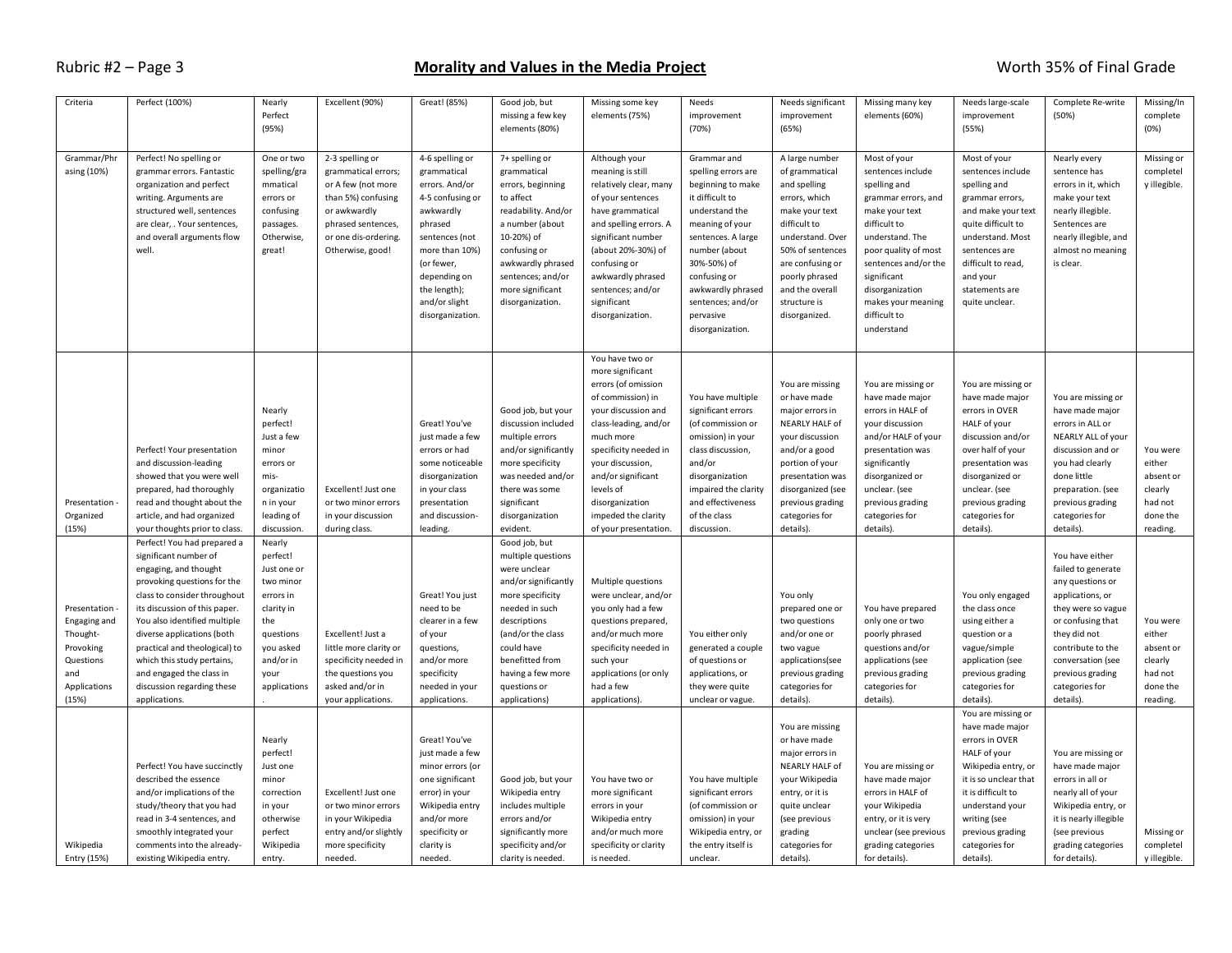Rubric #2 – Page 3

## Morality and Values in the Media Project

Worth 35% of Final Grade

| Criteria | Perfect (100%) | Nearly Perfect (95%) | Excellent (90%) | Great! (85%) | Good job, but missing a few key elements (80%) | Missing some key elements (75%) | Needs improvement (70%) | Needs significant improvement (65%) | Missing many key elements (60%) | Needs large-scale improvement (55%) | Complete Re-write (50%) | Missing/Incomplete (0%) |
|---|---|---|---|---|---|---|---|---|---|---|---|---|
| Grammar/Phrasing (10%) | Perfect! No spelling or grammar errors. Fantastic organization and perfect writing. Arguments are structured well, sentences are clear, . Your sentences, and overall arguments flow well. | One or two spelling/grammatical errors or confusing passages. Otherwise, great! | 2-3 spelling or grammatical errors; or A few (not more than 5%) confusing or awkwardly phrased sentences, or one dis-ordering. Otherwise, good! | 4-6 spelling or grammatical errors. And/or 4-5 confusing or awkwardly phrased sentences (not more than 10%) (or fewer, depending on the length); and/or slight disorganization. | 7+ spelling or grammatical errors, beginning to affect readability. And/or a number (about 10-20%) of confusing or awkwardly phrased sentences; and/or more significant disorganization. | Although your meaning is still relatively clear, many of your sentences have grammatical and spelling errors. A significant number (about 20%-30%) of confusing or awkwardly phrased sentences; and/or significant disorganization. | Grammar and spelling errors are beginning to make it difficult to understand the meaning of your sentences. A large number (about 30%-50%) of confusing or awkwardly phrased sentences; and/or pervasive disorganization. | A large number of grammatical and spelling errors, which make your text difficult to understand. Over 50% of sentences are confusing or poorly phrased and the overall structure is disorganized. | Most of your sentences include spelling and grammar errors, and make your text difficult to understand. The poor quality of most sentences and/or the significant disorganization makes your meaning difficult to understand | Most of your sentences include spelling and grammar errors, and make your text quite difficult to understand. Most sentences are difficult to read, and your statements are quite unclear. | Nearly every sentence has errors in it, which make your text nearly illegible. Sentences are nearly illegible, and almost no meaning is clear. | Missing or completely illegible. |
| Presentation - Organized (15%) | Perfect! Your presentation and discussion-leading showed that you were well prepared, had thoroughly read and thought about the article, and had organized your thoughts prior to class. | Nearly perfect! Just a few minor errors or mis-organization in your leading of discussion. | Excellent! Just one or two minor errors in your discussion during class. | Great! You've just made a few errors or had some noticeable disorganization in your class presentation and discussion-leading. | Good job, but your discussion included multiple errors and/or significantly more specificity was needed and/or there was some significant disorganization evident. | You have two or more significant errors (of omission of commission) in your discussion and class-leading, and/or much more specificity needed in your discussion, and/or significant levels of disorganization impeded the clarity of your presentation. | You have multiple significant errors (of commission or omission) in your class discussion, and/or disorganization impaired the clarity and effectiveness of the class discussion. | You are missing or have made major errors in NEARLY HALF of your discussion and/or a good portion of your presentation was disorganized (see previous grading categories for details). | You are missing or have made major errors in HALF of your discussion and/or HALF of your presentation was significantly disorganized or unclear. (see previous grading categories for details). | You are missing or have made major errors in OVER HALF of your discussion and/or over half of your presentation was disorganized or unclear. (see previous grading categories for details). | You are missing or have made major errors in ALL or NEARLY ALL of your discussion and or you had clearly done little preparation. (see previous grading categories for details). | You were either absent or clearly had not done the reading. |
| Presentation - Engaging and Thought-Provoking Questions and Applications (15%) | Perfect! You had prepared a significant number of engaging, and thought provoking questions for the class to consider throughout its discussion of this paper. You also identified multiple diverse applications (both practical and theological) to which this study pertains, and engaged the class in discussion regarding these applications. | Nearly perfect! Just one or two minor errors in clarity in the questions you asked and/or in your applications. | Excellent! Just a little more clarity or specificity needed in the questions you asked and/or in your applications. | Great! You just need to be clearer in a few of your questions, and/or more specificity needed in your applications. | Good job, but multiple questions were unclear and/or significantly more specificity needed in such descriptions (and/or the class could have benefitted from having a few more questions or applications) | Multiple questions were unclear, and/or you only had a few questions prepared, and/or much more specificity needed in such your applications (or only had a few applications). | You either only generated a couple of questions or applications, or they were quite unclear or vague. | You only prepared one or two questions and/or one or two vague applications(see previous grading categories for details). | You have prepared only one or two poorly phrased questions and/or applications (see previous grading categories for details). | You only engaged the class once using either a question or a vague/simple application (see previous grading categories for details). | You have either failed to generate any questions or applications, or they were so vague or confusing that they did not contribute to the conversation (see previous grading categories for details). | You were either absent or clearly had not done the reading. |
| Wikipedia Entry (15%) | Perfect! You have succinctly described the essence and/or implications of the study/theory that you had read in 3-4 sentences, and smoothly integrated your comments into the already-existing Wikipedia entry. | Nearly perfect! Just one minor correction in your otherwise perfect Wikipedia entry. | Excellent! Just one or two minor errors in your Wikipedia entry and/or slightly more specificity needed. | Great! You've just made a few minor errors (or one significant error) in your Wikipedia entry and/or more specificity or clarity is needed. | Good job, but your Wikipedia entry includes multiple errors and/or significantly more specificity and/or clarity is needed. | You have two or more significant errors in your Wikipedia entry and/or much more specificity or clarity is needed. | You have multiple significant errors (of commission or omission) in your Wikipedia entry, or the entry itself is unclear. | You are missing or have made major errors in NEARLY HALF of your Wikipedia entry, or it is quite unclear (see previous grading categories for details). | You are missing or have made major errors in HALF of your Wikipedia entry, or it is very unclear (see previous grading categories for details). | You are missing or have made major errors in OVER HALF of your Wikipedia entry, or it is so unclear that it is difficult to understand your writing (see previous grading categories for details). | You are missing or have made major errors in all or nearly all of your Wikipedia entry, or it is nearly illegible (see previous grading categories for details). | Missing or completely illegible. |